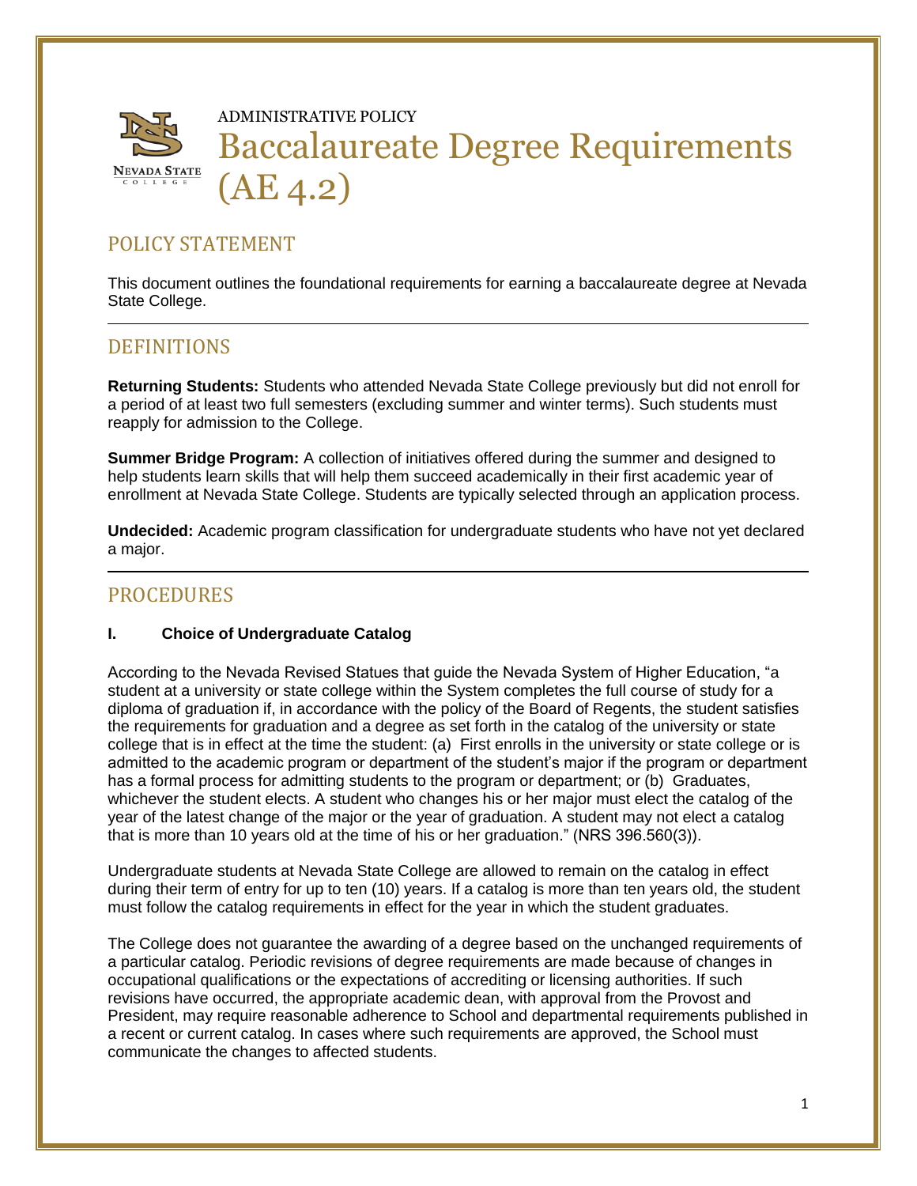ADMINISTRATIVE POLICY

# Baccalaureate Degree Requirements (AE 4.2)

## POLICY STATEMENT

This document outlines the foundational requirements for earning a baccalaureate degree at Nevada State College.

## DEFINITIONS

**Returning Students:** Students who attended Nevada State College previously but did not enroll for a period of at least two full semesters (excluding summer and winter terms). Such students must reapply for admission to the College.

**Summer Bridge Program:** A collection of initiatives offered during the summer and designed to help students learn skills that will help them succeed academically in their first academic year of enrollment at Nevada State College. Students are typically selected through an application process.

**Undecided:** Academic program classification for undergraduate students who have not yet declared a major.

## PROCEDURES

### I. Choice of Undergraduate Catalog

According to the Nevada Revised Statues that guide the Nevada System of Higher Education, "a student at a university or state college within the System completes the full course of study for a diploma of graduation if, in accordance with the policy of the Board of Regents, the student satisfies the requirements for graduation and a degree as set forth in the catalog of the university or state college that is in effect at the time the student: (a) First enrolls in the university or state college or is admitted to the academic program or department of the student's major if the program or department has a formal process for admitting students to the program or department; or (b) Graduates, whichever the student elects. A student who changes his or her major must elect the catalog of the year of the latest change of the major or the year of graduation. A student may not elect a catalog that is more than 10 years old at the time of his or her graduation." (NRS 396.560(3)).

Undergraduate students at Nevada State College are allowed to remain on the catalog in effect during their term of entry for up to ten (10) years. If a catalog is more than ten years old, the student must follow the catalog requirements in effect for the year in which the student graduates.

The College does not guarantee the awarding of a degree based on the unchanged requirements of a particular catalog. Periodic revisions of degree requirements are made because of changes in occupational qualifications or the expectations of accrediting or licensing authorities. If such revisions have occurred, the appropriate academic dean, with approval from the Provost and President, may require reasonable adherence to School and departmental requirements published in a recent or current catalog. In cases where such requirements are approved, the School must communicate the changes to affected students.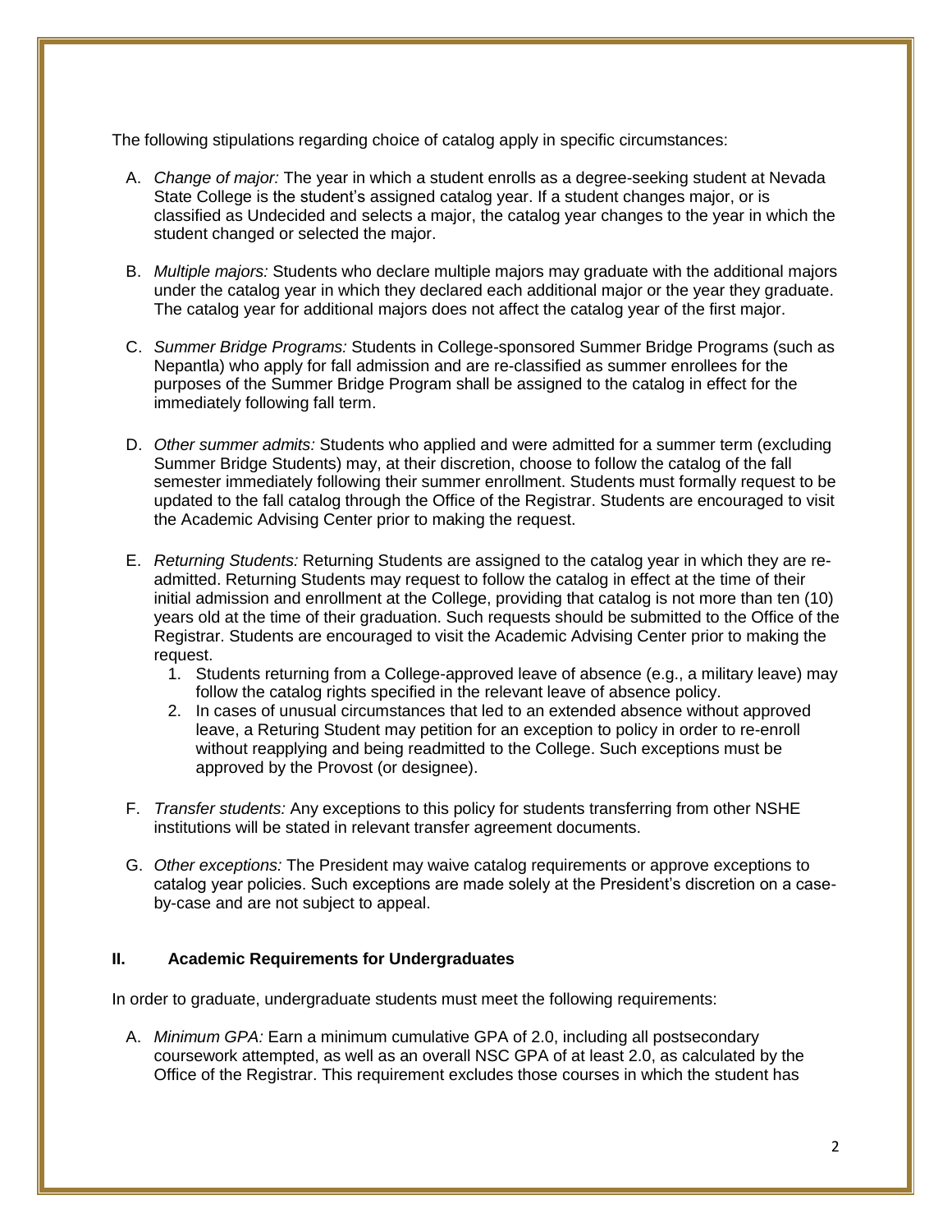The following stipulations regarding choice of catalog apply in specific circumstances:

A. *Change of major:* The year in which a student enrolls as a degree-seeking student at Nevada State College is the student's assigned catalog year. If a student changes major, or is classified as Undecided and selects a major, the catalog year changes to the year in which the student changed or selected the major.

B. *Multiple majors:* Students who declare multiple majors may graduate with the additional majors under the catalog year in which they declared each additional major or the year they graduate. The catalog year for additional majors does not affect the catalog year of the first major.

C. *Summer Bridge Programs:* Students in College-sponsored Summer Bridge Programs (such as Nepantla) who apply for fall admission and are re-classified as summer enrollees for the purposes of the Summer Bridge Program shall be assigned to the catalog in effect for the immediately following fall term.

D. *Other summer admits:* Students who applied and were admitted for a summer term (excluding Summer Bridge Students) may, at their discretion, choose to follow the catalog of the fall semester immediately following their summer enrollment. Students must formally request to be updated to the fall catalog through the Office of the Registrar. Students are encouraged to visit the Academic Advising Center prior to making the request.

E. *Returning Students:* Returning Students are assigned to the catalog year in which they are re-admitted. Returning Students may request to follow the catalog in effect at the time of their initial admission and enrollment at the College, providing that catalog is not more than ten (10) years old at the time of their graduation. Such requests should be submitted to the Office of the Registrar. Students are encouraged to visit the Academic Advising Center prior to making the request.
   1. Students returning from a College-approved leave of absence (e.g., a military leave) may follow the catalog rights specified in the relevant leave of absence policy.
   2. In cases of unusual circumstances that led to an extended absence without approved leave, a Returing Student may petition for an exception to policy in order to re-enroll without reapplying and being readmitted to the College. Such exceptions must be approved by the Provost (or designee).

F. *Transfer students:* Any exceptions to this policy for students transferring from other NSHE institutions will be stated in relevant transfer agreement documents.

G. *Other exceptions:* The President may waive catalog requirements or approve exceptions to catalog year policies. Such exceptions are made solely at the President's discretion on a case-by-case and are not subject to appeal.

## II. Academic Requirements for Undergraduates

In order to graduate, undergraduate students must meet the following requirements:

A. *Minimum GPA:* Earn a minimum cumulative GPA of 2.0, including all postsecondary coursework attempted, as well as an overall NSC GPA of at least 2.0, as calculated by the Office of the Registrar. This requirement excludes those courses in which the student has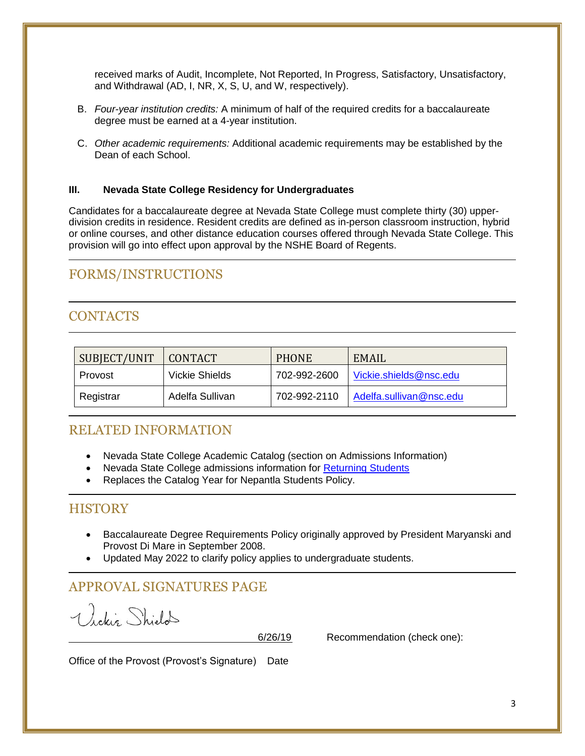received marks of Audit, Incomplete, Not Reported, In Progress, Satisfactory, Unsatisfactory, and Withdrawal (AD, I, NR, X, S, U, and W, respectively).

B. *Four-year institution credits:* A minimum of half of the required credits for a baccalaureate degree must be earned at a 4-year institution.

C. *Other academic requirements:* Additional academic requirements may be established by the Dean of each School.

### III. Nevada State College Residency for Undergraduates

Candidates for a baccalaureate degree at Nevada State College must complete thirty (30) upper-division credits in residence. Resident credits are defined as in-person classroom instruction, hybrid or online courses, and other distance education courses offered through Nevada State College. This provision will go into effect upon approval by the NSHE Board of Regents.

## FORMS/INSTRUCTIONS

## CONTACTS

| SUBJECT/UNIT | CONTACT | PHONE | EMAIL |
|---|---|---|---|
| Provost | Vickie Shields | 702-992-2600 | Vickie.shields@nsc.edu |
| Registrar | Adelfa Sullivan | 702-992-2110 | Adelfa.sullivan@nsc.edu |

## RELATED INFORMATION

- Nevada State College Academic Catalog (section on Admissions Information)
- Nevada State College admissions information for Returning Students
- Replaces the Catalog Year for Nepantla Students Policy.

## HISTORY

- Baccalaureate Degree Requirements Policy originally approved by President Maryanski and Provost Di Mare in September 2008.
- Updated May 2022 to clarify policy applies to undergraduate students.

## APPROVAL SIGNATURES PAGE

Vickie Shields 6/26/19 Recommendation (check one):

Office of the Provost (Provost's Signature) Date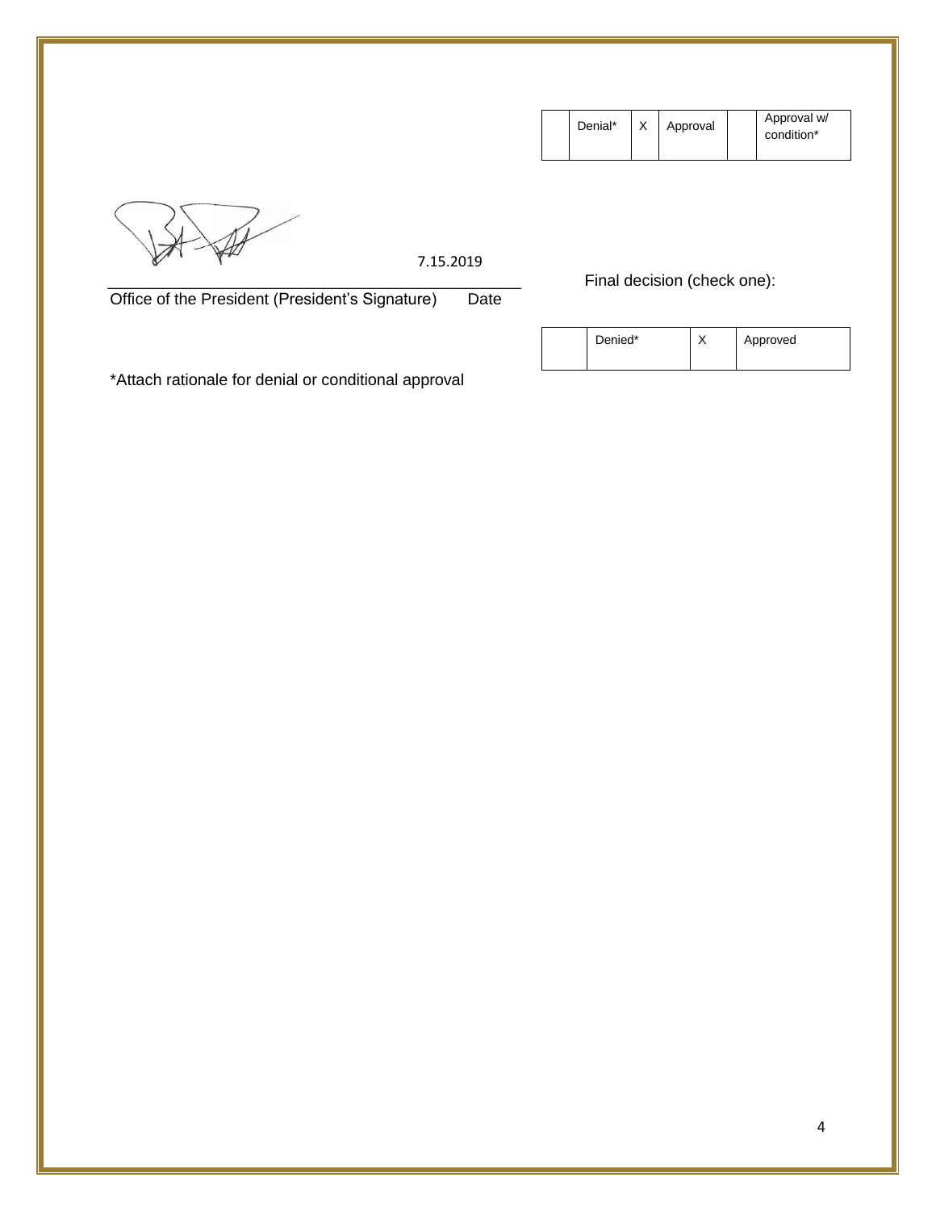| | | | | | |
|---|---|---|---|---|---|
| | Denial* | X | Approval | | Approval w/ condition* |

7.15.2019

Office of the President (President's Signature) Date

Final decision (check one):

| | | | |
|---|---|---|---|
| | Denied* | X | Approved |

*Attach rationale for denial or conditional approval